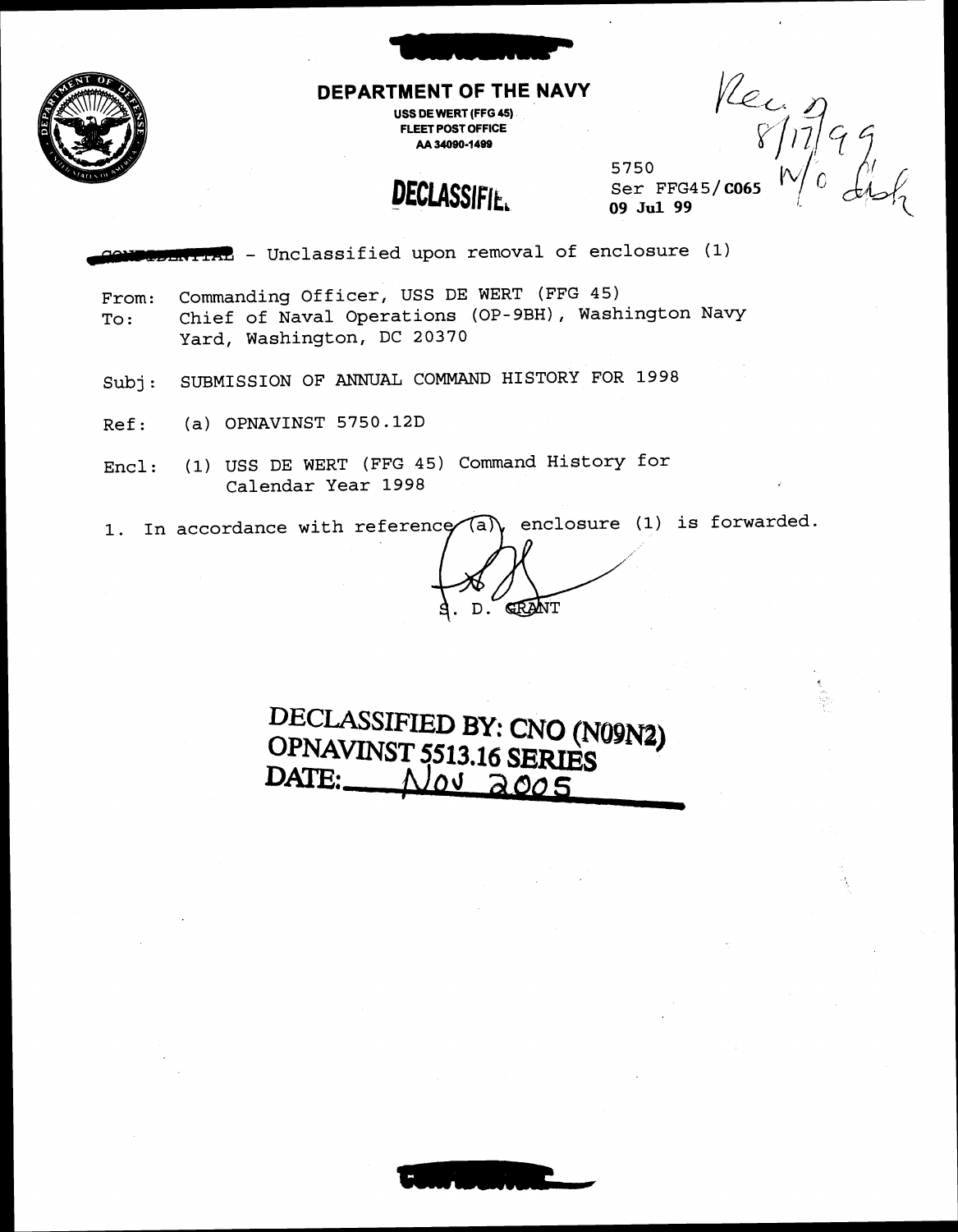**DEPARTMENT OF THE NAVY**

USS DE WERT (FFG 45)
FLEET POST OFFICE
AA 34090-1499

Rec'd 8/17/99 w/o encl

**DECLASSIFIED**

5750
Ser FFG45/C065
09 Jul 99

CONFIDENTIAL - Unclassified upon removal of enclosure (1)

From: Commanding Officer, USS DE WERT (FFG 45)
To: Chief of Naval Operations (OP-9BH), Washington Navy Yard, Washington, DC 20370

Subj: SUBMISSION OF ANNUAL COMMAND HISTORY FOR 1998

Ref: (a) OPNAVINST 5750.12D

Encl: (1) USS DE WERT (FFG 45) Command History for Calendar Year 1998

1. In accordance with reference (a), enclosure (1) is forwarded.

S. D. GRANT

DECLASSIFIED BY: CNO (N09N2)
OPNAVINST 5513.16 SERIES
DATE: Nov 2005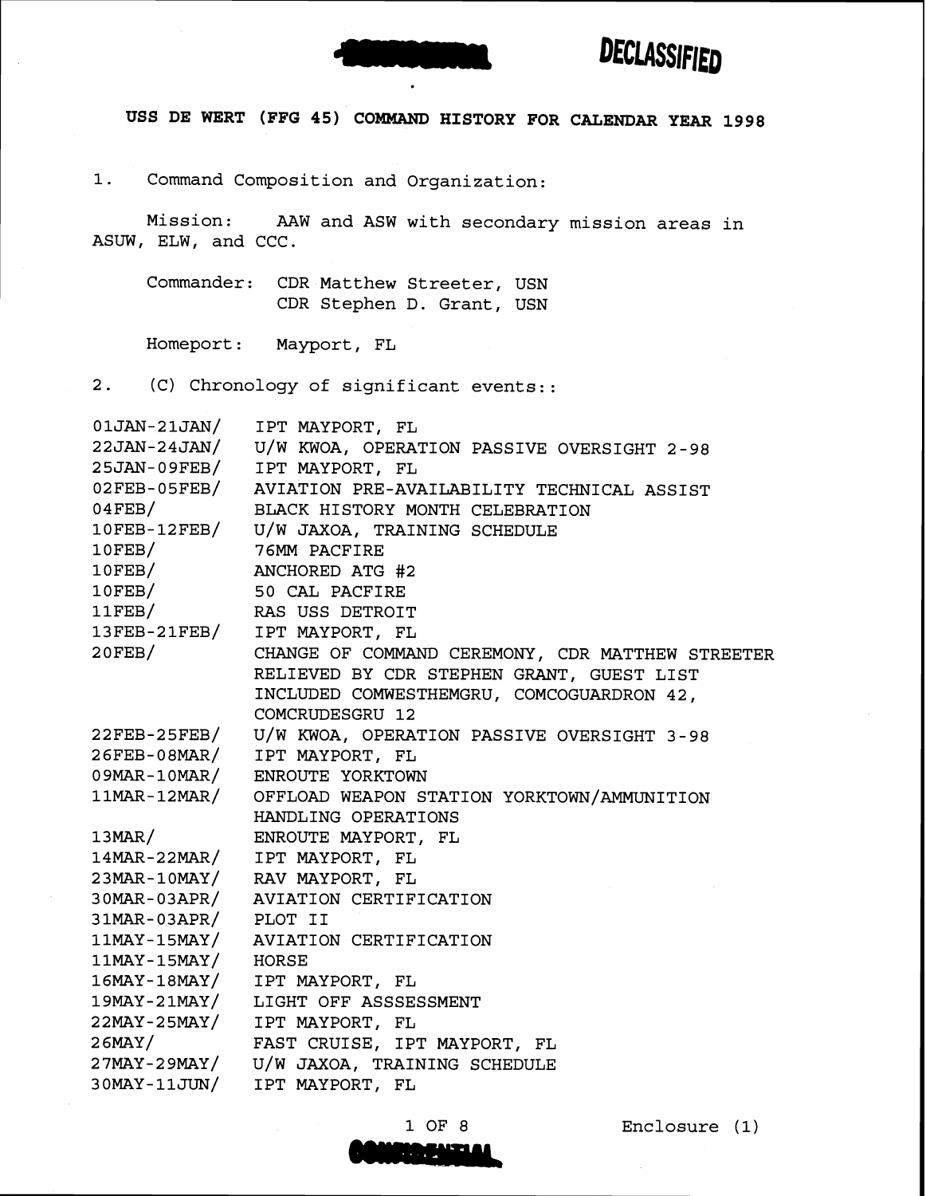DECLASSIFIED

**USS DE WERT (FFG 45) COMMAND HISTORY FOR CALENDAR YEAR 1998**

1. Command Composition and Organization:

Mission: AAW and ASW with secondary mission areas in ASUW, ELW, and CCC.

Commander: CDR Matthew Streeter, USN
CDR Stephen D. Grant, USN

Homeport: Mayport, FL

2. (C) Chronology of significant events::

| | |
|---|---|
| 01JAN-21JAN/ | IPT MAYPORT, FL |
| 22JAN-24JAN/ | U/W KWOA, OPERATION PASSIVE OVERSIGHT 2-98 |
| 25JAN-09FEB/ | IPT MAYPORT, FL |
| 02FEB-05FEB/ | AVIATION PRE-AVAILABILITY TECHNICAL ASSIST |
| 04FEB/ | BLACK HISTORY MONTH CELEBRATION |
| 10FEB-12FEB/ | U/W JAXOA, TRAINING SCHEDULE |
| 10FEB/ | 76MM PACFIRE |
| 10FEB/ | ANCHORED ATG #2 |
| 10FEB/ | 50 CAL PACFIRE |
| 11FEB/ | RAS USS DETROIT |
| 13FEB-21FEB/ | IPT MAYPORT, FL |
| 20FEB/ | CHANGE OF COMMAND CEREMONY, CDR MATTHEW STREETER RELIEVED BY CDR STEPHEN GRANT, GUEST LIST INCLUDED COMWESTHEMGRU, COMCOGUARDRON 42, COMCRUDESGRU 12 |
| 22FEB-25FEB/ | U/W KWOA, OPERATION PASSIVE OVERSIGHT 3-98 |
| 26FEB-08MAR/ | IPT MAYPORT, FL |
| 09MAR-10MAR/ | ENROUTE YORKTOWN |
| 11MAR-12MAR/ | OFFLOAD WEAPON STATION YORKTOWN/AMMUNITION HANDLING OPERATIONS |
| 13MAR/ | ENROUTE MAYPORT, FL |
| 14MAR-22MAR/ | IPT MAYPORT, FL |
| 23MAR-10MAY/ | RAV MAYPORT, FL |
| 30MAR-03APR/ | AVIATION CERTIFICATION |
| 31MAR-03APR/ | PLOT II |
| 11MAY-15MAY/ | AVIATION CERTIFICATION |
| 11MAY-15MAY/ | HORSE |
| 16MAY-18MAY/ | IPT MAYPORT, FL |
| 19MAY-21MAY/ | LIGHT OFF ASSSESSMENT |
| 22MAY-25MAY/ | IPT MAYPORT, FL |
| 26MAY/ | FAST CRUISE, IPT MAYPORT, FL |
| 27MAY-29MAY/ | U/W JAXOA, TRAINING SCHEDULE |
| 30MAY-11JUN/ | IPT MAYPORT, FL |

Enclosure (1)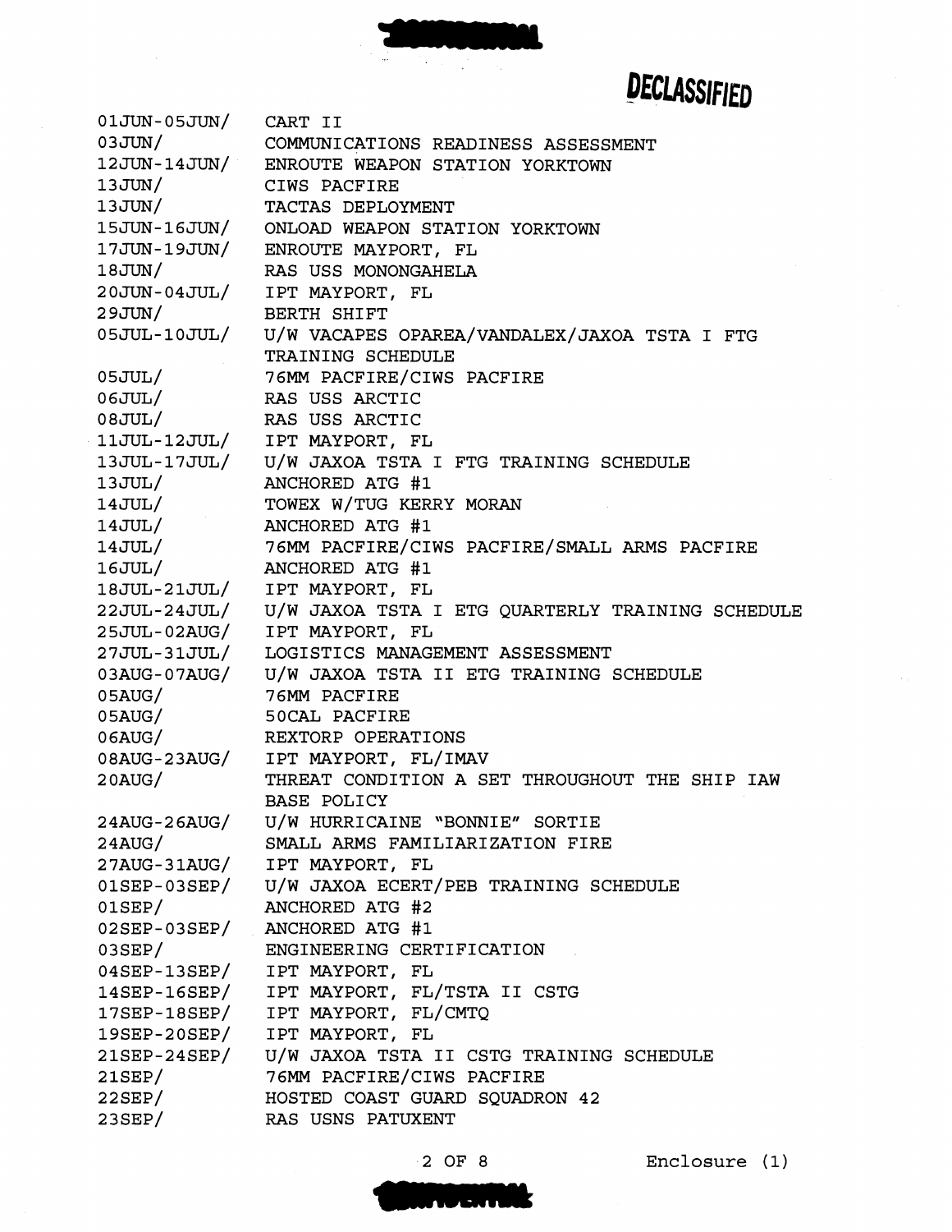DECLASSIFIED

| | |
|---|---|
| 01JUN-05JUN/ | CART II |
| 03JUN/ | COMMUNICATIONS READINESS ASSESSMENT |
| 12JUN-14JUN/ | ENROUTE WEAPON STATION YORKTOWN |
| 13JUN/ | CIWS PACFIRE |
| 13JUN/ | TACTAS DEPLOYMENT |
| 15JUN-16JUN/ | ONLOAD WEAPON STATION YORKTOWN |
| 17JUN-19JUN/ | ENROUTE MAYPORT, FL |
| 18JUN/ | RAS USS MONONGAHELA |
| 20JUN-04JUL/ | IPT MAYPORT, FL |
| 29JUN/ | BERTH SHIFT |
| 05JUL-10JUL/ | U/W VACAPES OPAREA/VANDALEX/JAXOA TSTA I FTG TRAINING SCHEDULE |
| 05JUL/ | 76MM PACFIRE/CIWS PACFIRE |
| 06JUL/ | RAS USS ARCTIC |
| 08JUL/ | RAS USS ARCTIC |
| 11JUL-12JUL/ | IPT MAYPORT, FL |
| 13JUL-17JUL/ | U/W JAXOA TSTA I FTG TRAINING SCHEDULE |
| 13JUL/ | ANCHORED ATG #1 |
| 14JUL/ | TOWEX W/TUG KERRY MORAN |
| 14JUL/ | ANCHORED ATG #1 |
| 14JUL/ | 76MM PACFIRE/CIWS PACFIRE/SMALL ARMS PACFIRE |
| 16JUL/ | ANCHORED ATG #1 |
| 18JUL-21JUL/ | IPT MAYPORT, FL |
| 22JUL-24JUL/ | U/W JAXOA TSTA I ETG QUARTERLY TRAINING SCHEDULE |
| 25JUL-02AUG/ | IPT MAYPORT, FL |
| 27JUL-31JUL/ | LOGISTICS MANAGEMENT ASSESSMENT |
| 03AUG-07AUG/ | U/W JAXOA TSTA II ETG TRAINING SCHEDULE |
| 05AUG/ | 76MM PACFIRE |
| 05AUG/ | 50CAL PACFIRE |
| 06AUG/ | REXTORP OPERATIONS |
| 08AUG-23AUG/ | IPT MAYPORT, FL/IMAV |
| 20AUG/ | THREAT CONDITION A SET THROUGHOUT THE SHIP IAW BASE POLICY |
| 24AUG-26AUG/ | U/W HURRICAINE "BONNIE" SORTIE |
| 24AUG/ | SMALL ARMS FAMILIARIZATION FIRE |
| 27AUG-31AUG/ | IPT MAYPORT, FL |
| 01SEP-03SEP/ | U/W JAXOA ECERT/PEB TRAINING SCHEDULE |
| 01SEP/ | ANCHORED ATG #2 |
| 02SEP-03SEP/ | ANCHORED ATG #1 |
| 03SEP/ | ENGINEERING CERTIFICATION |
| 04SEP-13SEP/ | IPT MAYPORT, FL |
| 14SEP-16SEP/ | IPT MAYPORT, FL/TSTA II CSTG |
| 17SEP-18SEP/ | IPT MAYPORT, FL/CMTQ |
| 19SEP-20SEP/ | IPT MAYPORT, FL |
| 21SEP-24SEP/ | U/W JAXOA TSTA II CSTG TRAINING SCHEDULE |
| 21SEP/ | 76MM PACFIRE/CIWS PACFIRE |
| 22SEP/ | HOSTED COAST GUARD SQUADRON 42 |
| 23SEP/ | RAS USNS PATUXENT |

Enclosure (1)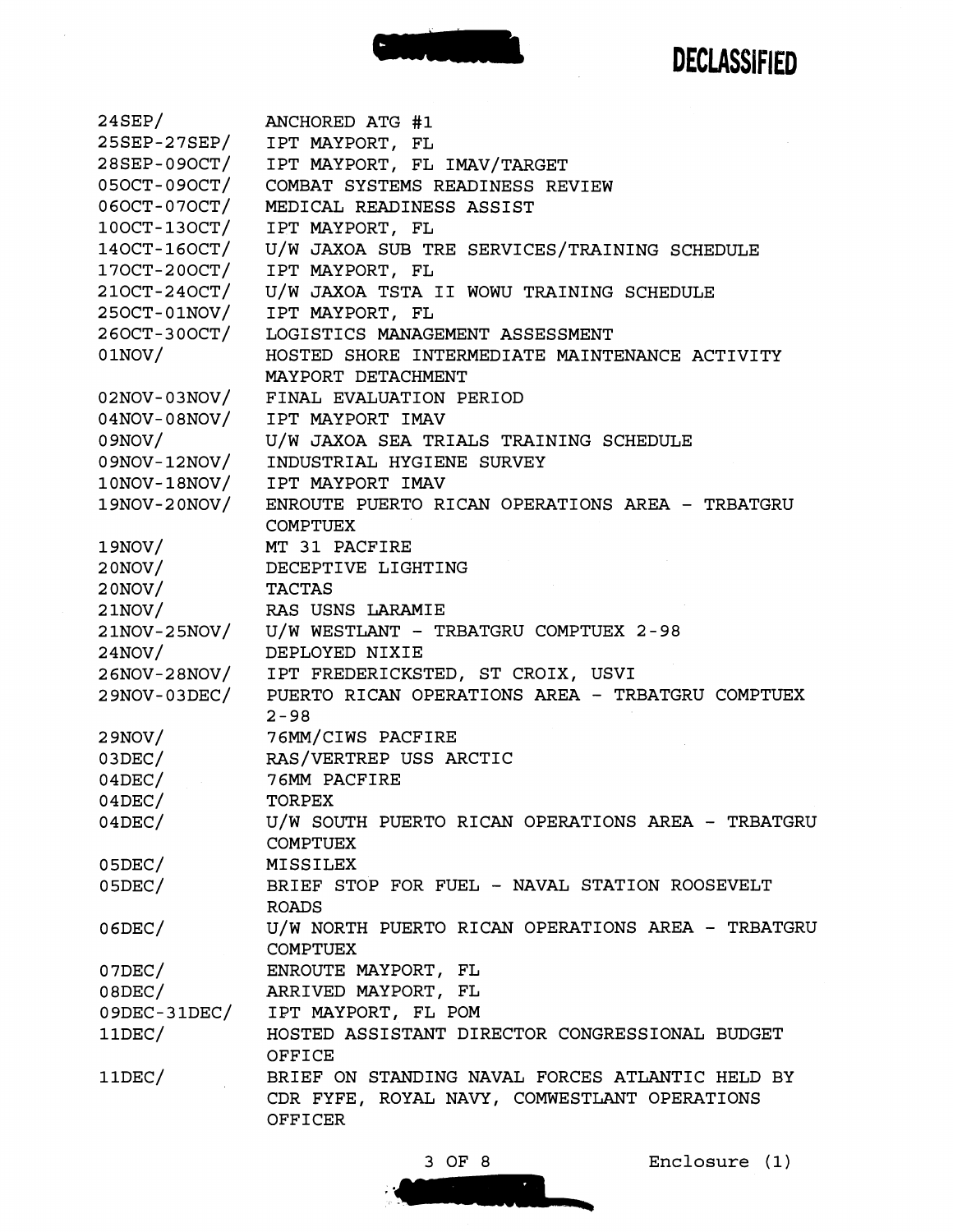| | |
|---|---|
| 24SEP/ | ANCHORED ATG #1 |
| 25SEP-27SEP/ | IPT MAYPORT, FL |
| 28SEP-09OCT/ | IPT MAYPORT, FL IMAV/TARGET |
| 05OCT-09OCT/ | COMBAT SYSTEMS READINESS REVIEW |
| 06OCT-07OCT/ | MEDICAL READINESS ASSIST |
| 10OCT-13OCT/ | IPT MAYPORT, FL |
| 14OCT-16OCT/ | U/W JAXOA SUB TRE SERVICES/TRAINING SCHEDULE |
| 17OCT-20OCT/ | IPT MAYPORT, FL |
| 21OCT-24OCT/ | U/W JAXOA TSTA II WOWU TRAINING SCHEDULE |
| 25OCT-01NOV/ | IPT MAYPORT, FL |
| 26OCT-30OCT/ | LOGISTICS MANAGEMENT ASSESSMENT |
| 01NOV/ | HOSTED SHORE INTERMEDIATE MAINTENANCE ACTIVITY MAYPORT DETACHMENT |
| 02NOV-03NOV/ | FINAL EVALUATION PERIOD |
| 04NOV-08NOV/ | IPT MAYPORT IMAV |
| 09NOV/ | U/W JAXOA SEA TRIALS TRAINING SCHEDULE |
| 09NOV-12NOV/ | INDUSTRIAL HYGIENE SURVEY |
| 10NOV-18NOV/ | IPT MAYPORT IMAV |
| 19NOV-20NOV/ | ENROUTE PUERTO RICAN OPERATIONS AREA - TRBATGRU COMPTUEX |
| 19NOV/ | MT 31 PACFIRE |
| 20NOV/ | DECEPTIVE LIGHTING |
| 20NOV/ | TACTAS |
| 21NOV/ | RAS USNS LARAMIE |
| 21NOV-25NOV/ | U/W WESTLANT - TRBATGRU COMPTUEX 2-98 |
| 24NOV/ | DEPLOYED NIXIE |
| 26NOV-28NOV/ | IPT FREDERICKSTED, ST CROIX, USVI |
| 29NOV-03DEC/ | PUERTO RICAN OPERATIONS AREA - TRBATGRU COMPTUEX 2-98 |
| 29NOV/ | 76MM/CIWS PACFIRE |
| 03DEC/ | RAS/VERTREP USS ARCTIC |
| 04DEC/ | 76MM PACFIRE |
| 04DEC/ | TORPEX |
| 04DEC/ | U/W SOUTH PUERTO RICAN OPERATIONS AREA - TRBATGRU COMPTUEX |
| 05DEC/ | MISSILEX |
| 05DEC/ | BRIEF STOP FOR FUEL - NAVAL STATION ROOSEVELT ROADS |
| 06DEC/ | U/W NORTH PUERTO RICAN OPERATIONS AREA - TRBATGRU COMPTUEX |
| 07DEC/ | ENROUTE MAYPORT, FL |
| 08DEC/ | ARRIVED MAYPORT, FL |
| 09DEC-31DEC/ | IPT MAYPORT, FL POM |
| 11DEC/ | HOSTED ASSISTANT DIRECTOR CONGRESSIONAL BUDGET OFFICE |
| 11DEC/ | BRIEF ON STANDING NAVAL FORCES ATLANTIC HELD BY CDR FYFE, ROYAL NAVY, COMWESTLANT OPERATIONS OFFICER |

Enclosure (1)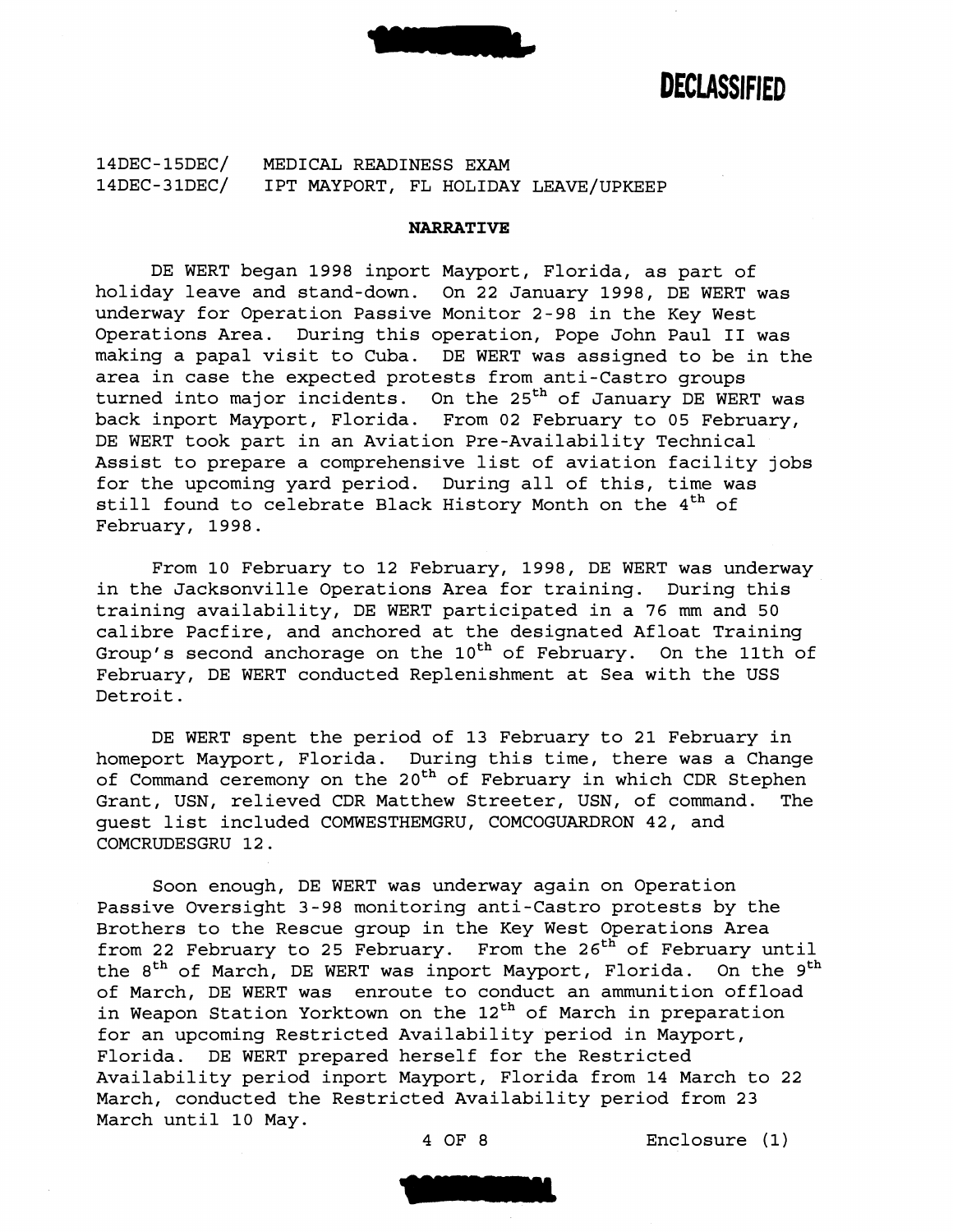**DECLASSIFIED**

14DEC-15DEC/ MEDICAL READINESS EXAM
14DEC-31DEC/ IPT MAYPORT, FL HOLIDAY LEAVE/UPKEEP

**NARRATIVE**

DE WERT began 1998 inport Mayport, Florida, as part of holiday leave and stand-down. On 22 January 1998, DE WERT was underway for Operation Passive Monitor 2-98 in the Key West Operations Area. During this operation, Pope John Paul II was making a papal visit to Cuba. DE WERT was assigned to be in the area in case the expected protests from anti-Castro groups turned into major incidents. On the 25th of January DE WERT was back inport Mayport, Florida. From 02 February to 05 February, DE WERT took part in an Aviation Pre-Availability Technical Assist to prepare a comprehensive list of aviation facility jobs for the upcoming yard period. During all of this, time was still found to celebrate Black History Month on the 4th of February, 1998.

From 10 February to 12 February, 1998, DE WERT was underway in the Jacksonville Operations Area for training. During this training availability, DE WERT participated in a 76 mm and 50 calibre Pacfire, and anchored at the designated Afloat Training Group's second anchorage on the 10th of February. On the 11th of February, DE WERT conducted Replenishment at Sea with the USS Detroit.

DE WERT spent the period of 13 February to 21 February in homeport Mayport, Florida. During this time, there was a Change of Command ceremony on the 20th of February in which CDR Stephen Grant, USN, relieved CDR Matthew Streeter, USN, of command. The guest list included COMWESTHEMGRU, COMCOGUARDRON 42, and COMCRUDESGRU 12.

Soon enough, DE WERT was underway again on Operation Passive Oversight 3-98 monitoring anti-Castro protests by the Brothers to the Rescue group in the Key West Operations Area from 22 February to 25 February. From the 26th of February until the 8th of March, DE WERT was inport Mayport, Florida. On the 9th of March, DE WERT was enroute to conduct an ammunition offload in Weapon Station Yorktown on the 12th of March in preparation for an upcoming Restricted Availability period in Mayport, Florida. DE WERT prepared herself for the Restricted Availability period inport Mayport, Florida from 14 March to 22 March, conducted the Restricted Availability period from 23 March until 10 May.

Enclosure (1)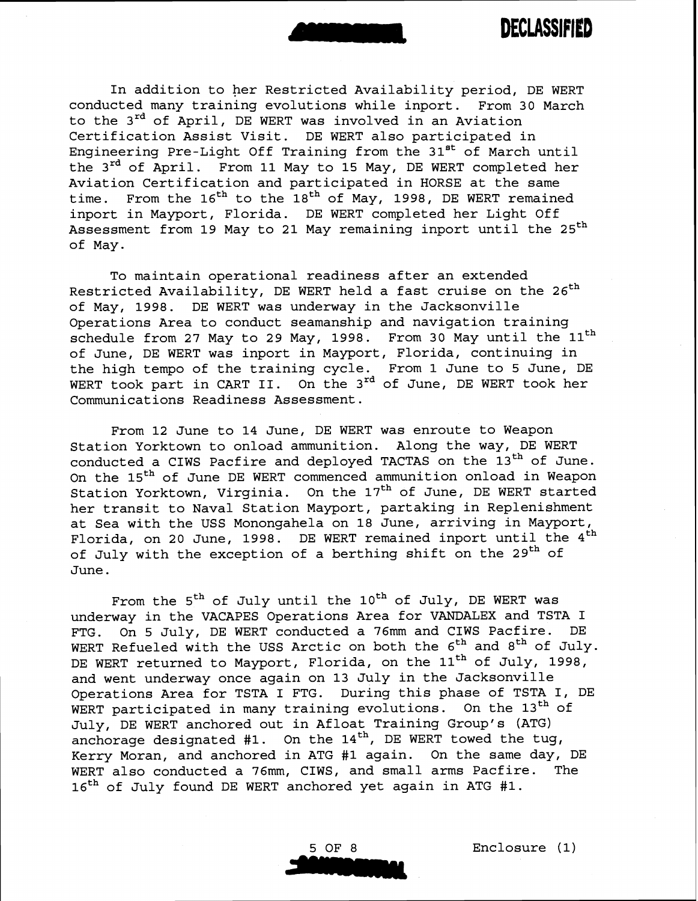In addition to her Restricted Availability period, DE WERT conducted many training evolutions while inport. From 30 March to the 3rd of April, DE WERT was involved in an Aviation Certification Assist Visit. DE WERT also participated in Engineering Pre-Light Off Training from the 31st of March until the 3rd of April. From 11 May to 15 May, DE WERT completed her Aviation Certification and participated in HORSE at the same time. From the 16th to the 18th of May, 1998, DE WERT remained inport in Mayport, Florida. DE WERT completed her Light Off Assessment from 19 May to 21 May remaining inport until the 25th of May.

To maintain operational readiness after an extended Restricted Availability, DE WERT held a fast cruise on the 26th of May, 1998. DE WERT was underway in the Jacksonville Operations Area to conduct seamanship and navigation training schedule from 27 May to 29 May, 1998. From 30 May until the 11th of June, DE WERT was inport in Mayport, Florida, continuing in the high tempo of the training cycle. From 1 June to 5 June, DE WERT took part in CART II. On the 3rd of June, DE WERT took her Communications Readiness Assessment.

From 12 June to 14 June, DE WERT was enroute to Weapon Station Yorktown to onload ammunition. Along the way, DE WERT conducted a CIWS Pacfire and deployed TACTAS on the 13th of June. On the 15th of June DE WERT commenced ammunition onload in Weapon Station Yorktown, Virginia. On the 17th of June, DE WERT started her transit to Naval Station Mayport, partaking in Replenishment at Sea with the USS Monongahela on 18 June, arriving in Mayport, Florida, on 20 June, 1998. DE WERT remained inport until the 4th of July with the exception of a berthing shift on the 29th of June.

From the 5th of July until the 10th of July, DE WERT was underway in the VACAPES Operations Area for VANDALEX and TSTA I FTG. On 5 July, DE WERT conducted a 76mm and CIWS Pacfire. DE WERT Refueled with the USS Arctic on both the 6th and 8th of July. DE WERT returned to Mayport, Florida, on the 11th of July, 1998, and went underway once again on 13 July in the Jacksonville Operations Area for TSTA I FTG. During this phase of TSTA I, DE WERT participated in many training evolutions. On the 13th of July, DE WERT anchored out in Afloat Training Group's (ATG) anchorage designated #1. On the 14th, DE WERT towed the tug, Kerry Moran, and anchored in ATG #1 again. On the same day, DE WERT also conducted a 76mm, CIWS, and small arms Pacfire. The 16th of July found DE WERT anchored yet again in ATG #1.

Enclosure (1)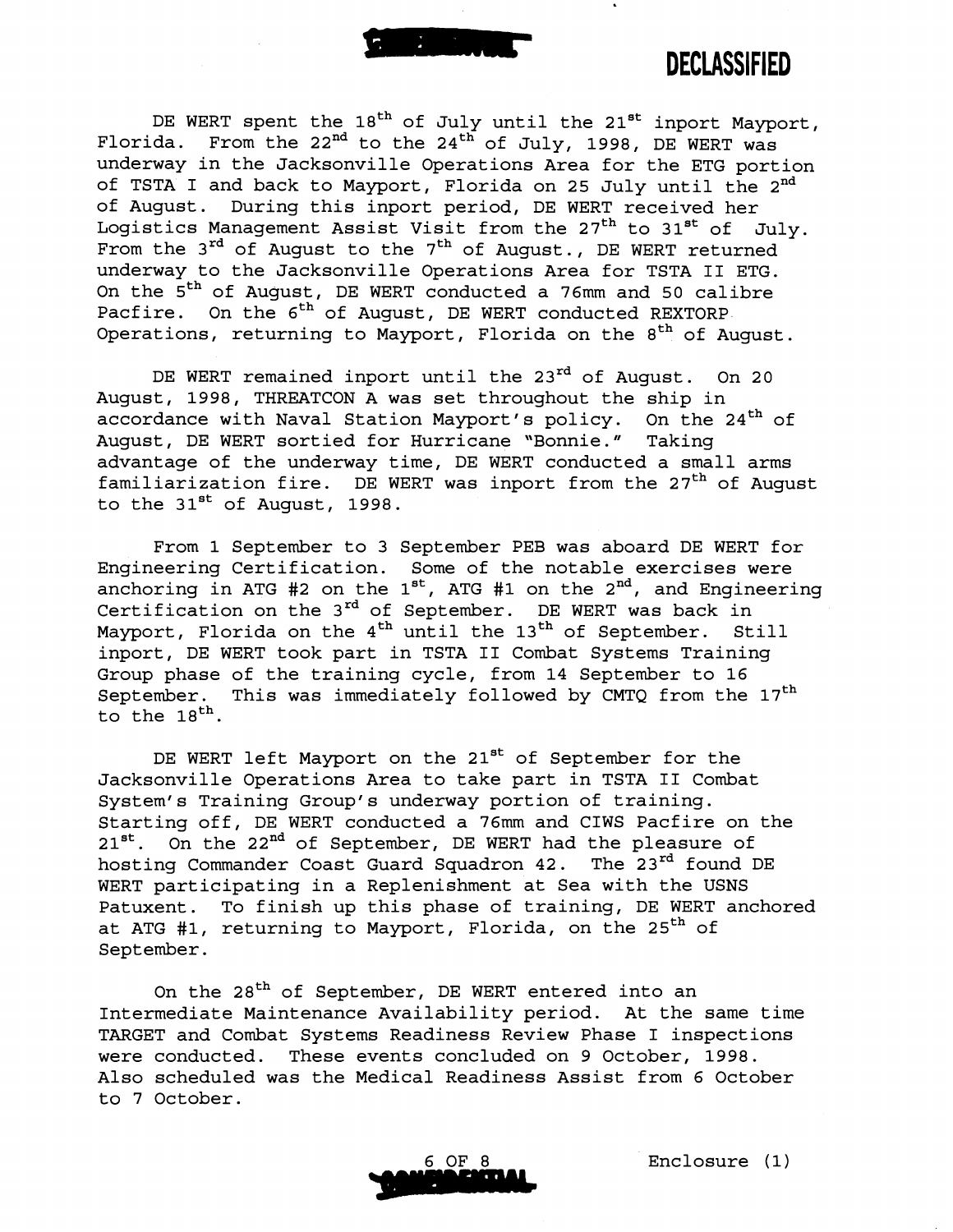DECLASSIFIED

DE WERT spent the 18th of July until the 21st inport Mayport, Florida. From the 22nd to the 24th of July, 1998, DE WERT was underway in the Jacksonville Operations Area for the ETG portion of TSTA I and back to Mayport, Florida on 25 July until the 2nd of August. During this inport period, DE WERT received her Logistics Management Assist Visit from the 27th to 31st of July. From the 3rd of August to the 7th of August., DE WERT returned underway to the Jacksonville Operations Area for TSTA II ETG. On the 5th of August, DE WERT conducted a 76mm and 50 calibre Pacfire. On the 6th of August, DE WERT conducted REXTORP Operations, returning to Mayport, Florida on the 8th of August.

DE WERT remained inport until the 23rd of August. On 20 August, 1998, THREATCON A was set throughout the ship in accordance with Naval Station Mayport's policy. On the 24th of August, DE WERT sortied for Hurricane "Bonnie." Taking advantage of the underway time, DE WERT conducted a small arms familiarization fire. DE WERT was inport from the 27th of August to the 31st of August, 1998.

From 1 September to 3 September PEB was aboard DE WERT for Engineering Certification. Some of the notable exercises were anchoring in ATG #2 on the 1st, ATG #1 on the 2nd, and Engineering Certification on the 3rd of September. DE WERT was back in Mayport, Florida on the 4th until the 13th of September. Still inport, DE WERT took part in TSTA II Combat Systems Training Group phase of the training cycle, from 14 September to 16 September. This was immediately followed by CMTQ from the 17th to the 18th.

DE WERT left Mayport on the 21st of September for the Jacksonville Operations Area to take part in TSTA II Combat System's Training Group's underway portion of training. Starting off, DE WERT conducted a 76mm and CIWS Pacfire on the 21st. On the 22nd of September, DE WERT had the pleasure of hosting Commander Coast Guard Squadron 42. The 23rd found DE WERT participating in a Replenishment at Sea with the USNS Patuxent. To finish up this phase of training, DE WERT anchored at ATG #1, returning to Mayport, Florida, on the 25th of September.

On the 28th of September, DE WERT entered into an Intermediate Maintenance Availability period. At the same time TARGET and Combat Systems Readiness Review Phase I inspections were conducted. These events concluded on 9 October, 1998. Also scheduled was the Medical Readiness Assist from 6 October to 7 October.

Enclosure (1)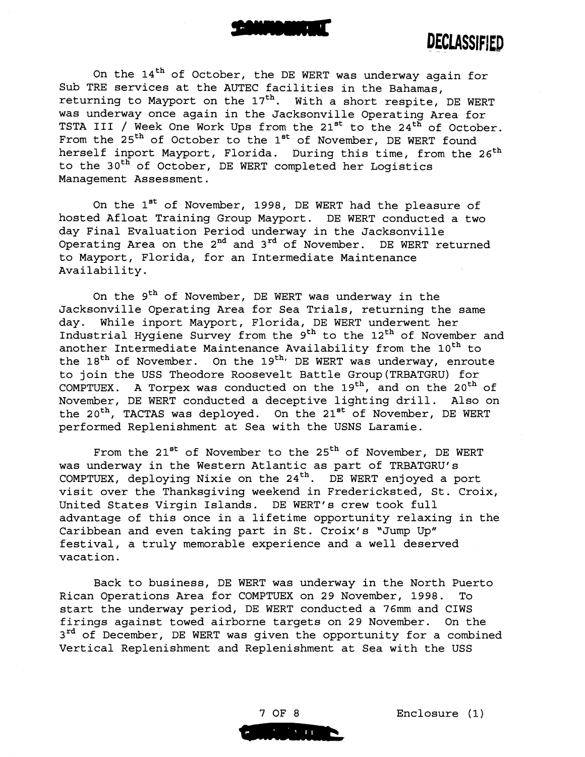On the 14th of October, the DE WERT was underway again for Sub TRE services at the AUTEC facilities in the Bahamas, returning to Mayport on the 17th. With a short respite, DE WERT was underway once again in the Jacksonville Operating Area for TSTA III / Week One Work Ups from the 21st to the 24th of October. From the 25th of October to the 1st of November, DE WERT found herself inport Mayport, Florida. During this time, from the 26th to the 30th of October, DE WERT completed her Logistics Management Assessment.

On the 1st of November, 1998, DE WERT had the pleasure of hosted Afloat Training Group Mayport. DE WERT conducted a two day Final Evaluation Period underway in the Jacksonville Operating Area on the 2nd and 3rd of November. DE WERT returned to Mayport, Florida, for an Intermediate Maintenance Availability.

On the 9th of November, DE WERT was underway in the Jacksonville Operating Area for Sea Trials, returning the same day. While inport Mayport, Florida, DE WERT underwent her Industrial Hygiene Survey from the 9th to the 12th of November and another Intermediate Maintenance Availability from the 10th to the 18th of November. On the 19th, DE WERT was underway, enroute to join the USS Theodore Roosevelt Battle Group(TRBATGRU) for COMPTUEX. A Torpex was conducted on the 19th, and on the 20th of November, DE WERT conducted a deceptive lighting drill. Also on the 20th, TACTAS was deployed. On the 21st of November, DE WERT performed Replenishment at Sea with the USNS Laramie.

From the 21st of November to the 25th of November, DE WERT was underway in the Western Atlantic as part of TRBATGRU's COMPTUEX, deploying Nixie on the 24th. DE WERT enjoyed a port visit over the Thanksgiving weekend in Frederiksted, St. Croix, United States Virgin Islands. DE WERT's crew took full advantage of this once in a lifetime opportunity relaxing in the Caribbean and even taking part in St. Croix's "Jump Up" festival, a truly memorable experience and a well deserved vacation.

Back to business, DE WERT was underway in the North Puerto Rican Operations Area for COMPTUEX on 29 November, 1998. To start the underway period, DE WERT conducted a 76mm and CIWS firings against towed airborne targets on 29 November. On the 3rd of December, DE WERT was given the opportunity for a combined Vertical Replenishment and Replenishment at Sea with the USS

Enclosure (1)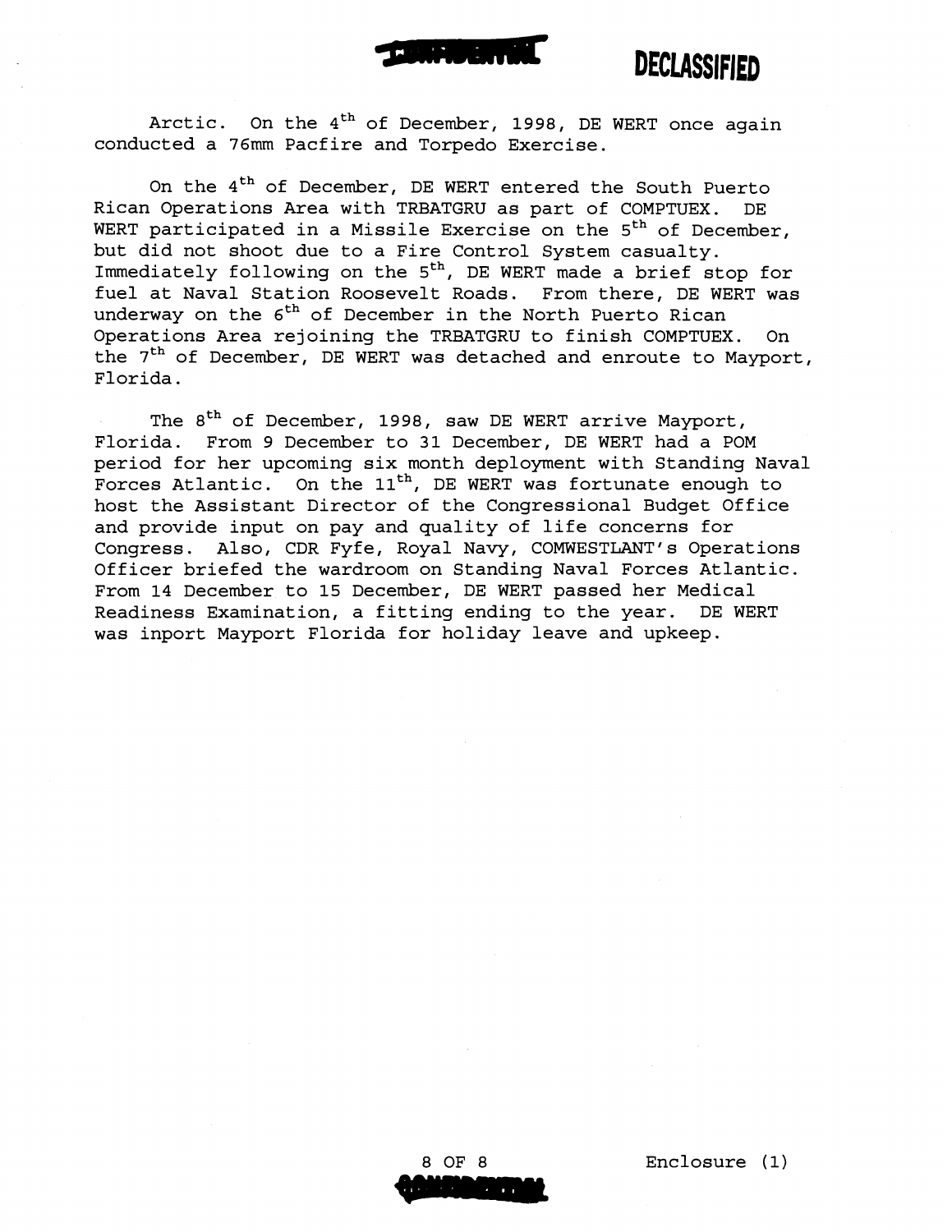Arctic. On the 4th of December, 1998, DE WERT once again conducted a 76mm Pacfire and Torpedo Exercise.

On the 4th of December, DE WERT entered the South Puerto Rican Operations Area with TRBATGRU as part of COMPTUEX. DE WERT participated in a Missile Exercise on the 5th of December, but did not shoot due to a Fire Control System casualty. Immediately following on the 5th, DE WERT made a brief stop for fuel at Naval Station Roosevelt Roads. From there, DE WERT was underway on the 6th of December in the North Puerto Rican Operations Area rejoining the TRBATGRU to finish COMPTUEX. On the 7th of December, DE WERT was detached and enroute to Mayport, Florida.

The 8th of December, 1998, saw DE WERT arrive Mayport, Florida. From 9 December to 31 December, DE WERT had a POM period for her upcoming six month deployment with Standing Naval Forces Atlantic. On the 11th, DE WERT was fortunate enough to host the Assistant Director of the Congressional Budget Office and provide input on pay and quality of life concerns for Congress. Also, CDR Fyfe, Royal Navy, COMWESTLANT's Operations Officer briefed the wardroom on Standing Naval Forces Atlantic. From 14 December to 15 December, DE WERT passed her Medical Readiness Examination, a fitting ending to the year. DE WERT was inport Mayport Florida for holiday leave and upkeep.

Enclosure (1)